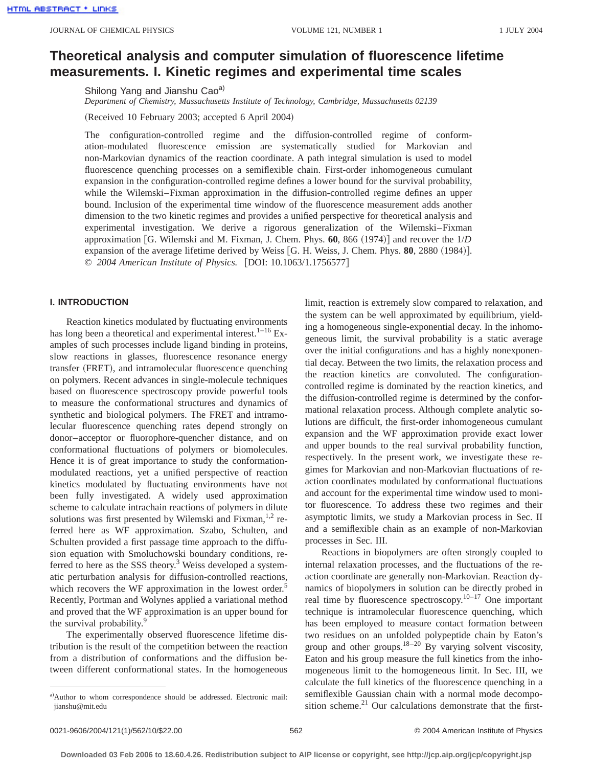# Theoretical analysis and computer simulation of fluorescence lifetime measurements. I. Kinetic regimes and experimental time scales

Shilong Yang and Jianshu Cao[a]

*Department of Chemistry, Massachusetts Institute of Technology, Cambridge, Massachusetts 02139*

(Received 10 February 2003; accepted 6 April 2004)

The configuration-controlled regime and the diffusion-controlled regime of conformation-modulated fluorescence emission are systematically studied for Markovian and non-Markovian dynamics of the reaction coordinate. A path integral simulation is used to model fluorescence quenching processes on a semiflexible chain. First-order inhomogeneous cumulant expansion in the configuration-controlled regime defines a lower bound for the survival probability, while the Wilemski–Fixman approximation in the diffusion-controlled regime defines an upper bound. Inclusion of the experimental time window of the fluorescence measurement adds another dimension to the two kinetic regimes and provides a unified perspective for theoretical analysis and experimental investigation. We derive a rigorous generalization of the Wilemski–Fixman approximation [G. Wilemski and M. Fixman, J. Chem. Phys. **60**, 866 (1974)] and recover the $1/D$ expansion of the average lifetime derived by Weiss [G. H. Weiss, J. Chem. Phys. **80**, 2880 (1984)]. © *2004 American Institute of Physics.* [DOI: 10.1063/1.1756577]

## I. INTRODUCTION

Reaction kinetics modulated by fluctuating environments has long been a theoretical and experimental interest.[1–16] Examples of such processes include ligand binding in proteins, slow reactions in glasses, fluorescence resonance energy transfer (FRET), and intramolecular fluorescence quenching on polymers. Recent advances in single-molecule techniques based on fluorescence spectroscopy provide powerful tools to measure the conformational structures and dynamics of synthetic and biological polymers. The FRET and intramolecular fluorescence quenching rates depend strongly on donor–acceptor or fluorophore-quencher distance, and on conformational fluctuations of polymers or biomolecules. Hence it is of great importance to study the conformation-modulated reactions, yet a unified perspective of reaction kinetics modulated by fluctuating environments have not been fully investigated. A widely used approximation scheme to calculate intrachain reactions of polymers in dilute solutions was first presented by Wilemski and Fixman,[1,2] referred here as WF approximation. Szabo, Schulten, and Schulten provided a first passage time approach to the diffusion equation with Smoluchowski boundary conditions, referred to here as the SSS theory.[3] Weiss developed a systematic perturbation analysis for diffusion-controlled reactions, which recovers the WF approximation in the lowest order.[5] Recently, Portman and Wolynes applied a variational method and proved that the WF approximation is an upper bound for the survival probability.[9]

The experimentally observed fluorescence lifetime distribution is the result of the competition between the reaction from a distribution of conformations and the diffusion between different conformational states. In the homogeneous limit, reaction is extremely slow compared to relaxation, and the system can be well approximated by equilibrium, yielding a homogeneous single-exponential decay. In the inhomogeneous limit, the survival probability is a static average over the initial configurations and has a highly nonexponential decay. Between the two limits, the relaxation process and the reaction kinetics are convoluted. The configuration-controlled regime is dominated by the reaction kinetics, and the diffusion-controlled regime is determined by the conformational relaxation process. Although complete analytic solutions are difficult, the first-order inhomogeneous cumulant expansion and the WF approximation provide exact lower and upper bounds to the real survival probability function, respectively. In the present work, we investigate these regimes for Markovian and non-Markovian fluctuations of reaction coordinates modulated by conformational fluctuations and account for the experimental time window used to monitor fluorescence. To address these two regimes and their asymptotic limits, we study a Markovian process in Sec. II and a semiflexible chain as an example of non-Markovian processes in Sec. III.

Reactions in biopolymers are often strongly coupled to internal relaxation processes, and the fluctuations of the reaction coordinate are generally non-Markovian. Reaction dynamics of biopolymers in solution can be directly probed in real time by fluorescence spectroscopy.[10–17] One important technique is intramolecular fluorescence quenching, which has been employed to measure contact formation between two residues on an unfolded polypeptide chain by Eaton's group and other groups.[18–20] By varying solvent viscosity, Eaton and his group measure the full kinetics from the inhomogeneous limit to the homogeneous limit. In Sec. III, we calculate the full kinetics of the fluorescence quenching in a semiflexible Gaussian chain with a normal mode decomposition scheme.[21] Our calculations demonstrate that the first-

[a]Author to whom correspondence should be addressed. Electronic mail: jianshu@mit.edu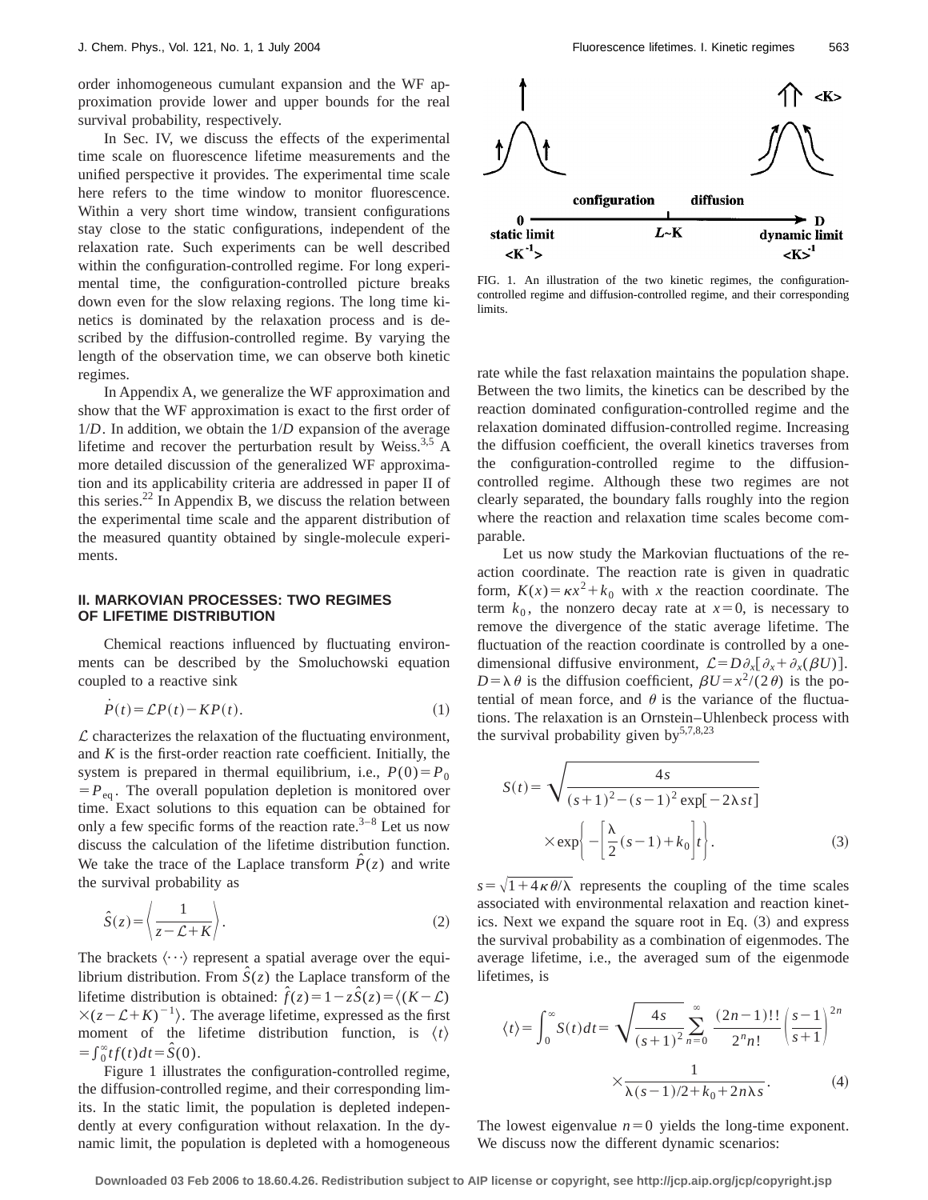order inhomogeneous cumulant expansion and the WF approximation provide lower and upper bounds for the real survival probability, respectively.

In Sec. IV, we discuss the effects of the experimental time scale on fluorescence lifetime measurements and the unified perspective it provides. The experimental time scale here refers to the time window to monitor fluorescence. Within a very short time window, transient configurations stay close to the static configurations, independent of the relaxation rate. Such experiments can be well described within the configuration-controlled regime. For long experimental time, the configuration-controlled picture breaks down even for the slow relaxing regions. The long time kinetics is dominated by the relaxation process and is described by the diffusion-controlled regime. By varying the length of the observation time, we can observe both kinetic regimes.

In Appendix A, we generalize the WF approximation and show that the WF approximation is exact to the first order of $1/D$. In addition, we obtain the $1/D$ expansion of the average lifetime and recover the perturbation result by Weiss.[3,5] A more detailed discussion of the generalized WF approximation and its applicability criteria are addressed in paper II of this series.[22] In Appendix B, we discuss the relation between the experimental time scale and the apparent distribution of the measured quantity obtained by single-molecule experiments.

## II. MARKOVIAN PROCESSES: TWO REGIMES OF LIFETIME DISTRIBUTION

Chemical reactions influenced by fluctuating environments can be described by the Smoluchowski equation coupled to a reactive sink

$$\dot{P}(t) = \mathcal{L}P(t) - KP(t). \tag{1}$$

$\mathcal{L}$ characterizes the relaxation of the fluctuating environment, and $K$ is the first-order reaction rate coefficient. Initially, the system is prepared in thermal equilibrium, i.e., $P(0) = P_0 = P_{\mathrm{eq}}$. The overall population depletion is monitored over time. Exact solutions to this equation can be obtained for only a few specific forms of the reaction rate.[3–8] Let us now discuss the calculation of the lifetime distribution function. We take the trace of the Laplace transform $\hat{P}(z)$ and write the survival probability as

$$\hat{S}(z) = \left\langle \frac{1}{z - \mathcal{L} + K} \right\rangle. \tag{2}$$

The brackets $\langle \cdots \rangle$ represent a spatial average over the equilibrium distribution. From $\hat{S}(z)$ the Laplace transform of the lifetime distribution is obtained: $\hat{f}(z) = 1 - z\hat{S}(z) = \langle (K - \mathcal{L}) \times (z - \mathcal{L} + K)^{-1} \rangle$. The average lifetime, expressed as the first moment of the lifetime distribution function, is $\langle t \rangle = \int_0^\infty t f(t) dt = \hat{S}(0)$.

Figure 1 illustrates the configuration-controlled regime, the diffusion-controlled regime, and their corresponding limits. In the static limit, the population is depleted independently at every configuration without relaxation. In the dynamic limit, the population is depleted with a homogeneous rate while the fast relaxation maintains the population shape. Between the two limits, the kinetics can be described by the reaction dominated configuration-controlled regime and the relaxation dominated diffusion-controlled regime. Increasing the diffusion coefficient, the overall kinetics traverses from the configuration-controlled regime to the diffusion-controlled regime. Although these two regimes are not clearly separated, the boundary falls roughly into the region where the reaction and relaxation time scales become comparable.

FIG. 1. An illustration of the two kinetic regimes, the configuration-controlled regime and diffusion-controlled regime, and their corresponding limits.

Let us now study the Markovian fluctuations of the reaction coordinate. The reaction rate is given in quadratic form, $K(x) = \kappa x^2 + k_0$ with $x$ the reaction coordinate. The term $k_0$, the nonzero decay rate at $x = 0$, is necessary to remove the divergence of the static average lifetime. The fluctuation of the reaction coordinate is controlled by a one-dimensional diffusive environment, $\mathcal{L} = D\partial_x[\partial_x + \partial_x(\beta U)]$. $D = \lambda\theta$ is the diffusion coefficient, $\beta U = x^2/(2\theta)$ is the potential of mean force, and $\theta$ is the variance of the fluctuations. The relaxation is an Ornstein–Uhlenbeck process with the survival probability given by[5,7,8,23]

$$S(t) = \sqrt{\frac{4s}{(s+1)^2 - (s-1)^2 \exp[-2\lambda s t]}} \times \exp\left\{ -\left[ \frac{\lambda}{2}(s-1) + k_0 \right] t \right\}. \tag{3}$$

$s = \sqrt{1 + 4\kappa\theta/\lambda}$ represents the coupling of the time scales associated with environmental relaxation and reaction kinetics. Next we expand the square root in Eq. (3) and express the survival probability as a combination of eigenmodes. The average lifetime, i.e., the averaged sum of the eigenmode lifetimes, is

$$\langle t \rangle = \int_0^\infty S(t) dt = \sqrt{\frac{4s}{(s+1)^2}} \sum_{n=0}^{\infty} \frac{(2n-1)!!}{2^n n!} \left( \frac{s-1}{s+1} \right)^{2n} \times \frac{1}{\lambda(s-1)/2 + k_0 + 2n\lambda s}. \tag{4}$$

The lowest eigenvalue $n = 0$ yields the long-time exponent. We discuss now the different dynamic scenarios: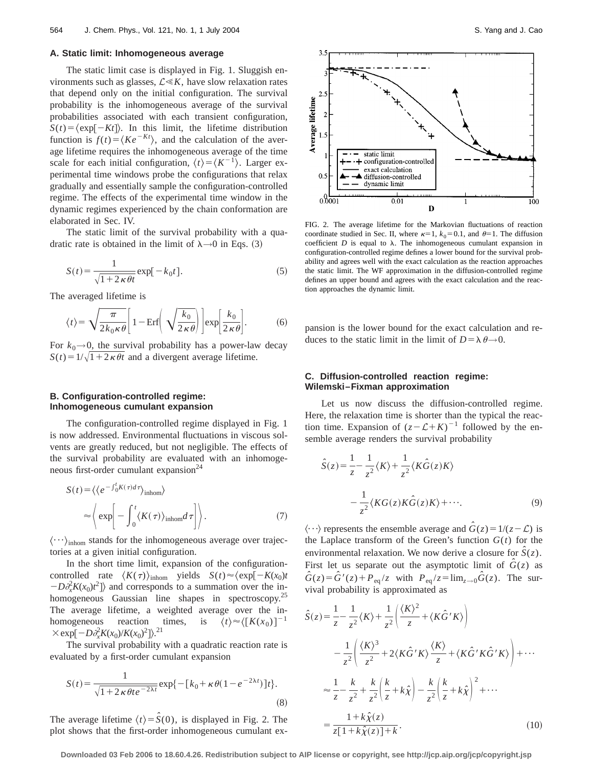### A. Static limit: Inhomogeneous average

The static limit case is displayed in Fig. 1. Sluggish environments such as glasses, $\mathcal{L} \ll K$, have slow relaxation rates that depend only on the initial configuration. The survival probability is the inhomogeneous average of the survival probabilities associated with each transient configuration, $S(t) = \langle \exp[-Kt] \rangle$. In this limit, the lifetime distribution function is $f(t) = \langle K e^{-Kt} \rangle$, and the calculation of the average lifetime requires the inhomogeneous average of the time scale for each initial configuration, $\langle t \rangle = \langle K^{-1} \rangle$. Larger experimental time windows probe the configurations that relax gradually and essentially sample the configuration-controlled regime. The effects of the experimental time window in the dynamic regimes experienced by the chain conformation are elaborated in Sec. IV.

The static limit of the survival probability with a quadratic rate is obtained in the limit of $\lambda \to 0$ in Eqs. (3)

$$S(t) = \frac{1}{\sqrt{1 + 2\kappa\theta t}} \exp[-k_0 t]. \tag{5}$$

The averaged lifetime is

$$\langle t \rangle = \sqrt{\frac{\pi}{2k_0\kappa\theta}} \left[ 1 - \mathrm{Erf}\left( \sqrt{\frac{k_0}{2\kappa\theta}} \right) \right] \exp\left[ \frac{k_0}{2\kappa\theta} \right]. \tag{6}$$

For $k_0 \to 0$, the survival probability has a power-law decay $S(t) = 1/\sqrt{1 + 2\kappa\theta t}$ and a divergent average lifetime.

### B. Configuration-controlled regime: Inhomogeneous cumulant expansion

The configuration-controlled regime displayed in Fig. 1 is now addressed. Environmental fluctuations in viscous solvents are greatly reduced, but not negligible. The effects of the survival probability are evaluated with an inhomogeneous first-order cumulant expansion[24]

$$\begin{aligned} S(t) &= \langle \langle e^{-\int_0^t K(\tau) d\tau} \rangle_{\mathrm{inhom}} \rangle \\ &\approx \left\langle \exp\left[ - \int_0^t \langle K(\tau) \rangle_{\mathrm{inhom}} d\tau \right] \right\rangle . \end{aligned} \tag{7}$$

$\langle \cdots \rangle_{\mathrm{inhom}}$ stands for the inhomogeneous average over trajectories at a given initial configuration.

In the short time limit, expansion of the configuration-controlled rate $\langle K(\tau) \rangle_{\mathrm{inhom}}$ yields $S(t) \approx \langle \exp[-K(x_0)t - D\partial_x^2 K(x_0) t^2] \rangle$ and corresponds to a summation over the inhomogeneous Gaussian line shapes in spectroscopy.[25] The average lifetime, a weighted average over the inhomogeneous reaction times, is $\langle t \rangle \approx \langle [K(x_0)]^{-1} \times \exp[-D\partial_x^2 K(x_0)/K(x_0)^2] \rangle$.[21]

The survival probability with a quadratic reaction rate is evaluated by a first-order cumulant expansion

$$S(t) = \frac{1}{\sqrt{1 + 2\kappa\theta t e^{-2\lambda t}}} \exp\{-[k_0 + \kappa\theta(1 - e^{-2\lambda t})]t\}. \tag{8}$$

The average lifetime $\langle t \rangle = \hat{S}(0)$, is displayed in Fig. 2. The plot shows that the first-order inhomogeneous cumulant expansion is the lower bound for the exact calculation and reduces to the static limit in the limit of $D = \lambda\theta \to 0$.

FIG. 2. The average lifetime for the Markovian fluctuations of reaction coordinate studied in Sec. II, where $\kappa = 1$, $k_0 = 0.1$, and $\theta = 1$. The diffusion coefficient $D$ is equal to $\lambda$. The inhomogeneous cumulant expansion in configuration-controlled regime defines a lower bound for the survival probability and agrees well with the exact calculation as the reaction approaches the static limit. The WF approximation in the diffusion-controlled regime defines an upper bound and agrees with the exact calculation and the reaction approaches the dynamic limit.

### C. Diffusion-controlled reaction regime: Wilemski–Fixman approximation

Let us now discuss the diffusion-controlled regime. Here, the relaxation time is shorter than the typical the reaction time. Expansion of $(z - \mathcal{L} + K)^{-1}$ followed by the ensemble average renders the survival probability

$$\begin{aligned} \hat{S}(z) &= \frac{1}{z} - \frac{1}{z^2} \langle K \rangle + \frac{1}{z^2} \langle K \hat{G}(z) K \rangle \\ &\quad - \frac{1}{z^2} \langle K G(z) K \hat{G}(z) K \rangle + \cdots . \end{aligned} \tag{9}$$

$\langle \cdots \rangle$ represents the ensemble average and $\hat{G}(z) = 1/(z - \mathcal{L})$ is the Laplace transform of the Green's function $G(t)$ for the environmental relaxation. We now derive a closure for $\hat{S}(z)$. First let us separate out the asymptotic limit of $\hat{G}(z)$ as $\hat{G}(z) = \hat{G}'(z) + P_{\mathrm{eq}}/z$ with $P_{\mathrm{eq}}/z = \lim_{z \to 0} \hat{G}(z)$. The survival probability is approximated as

$$\begin{aligned} \hat{S}(z) &= \frac{1}{z} - \frac{1}{z^2} \langle K \rangle + \frac{1}{z^2} \left( \frac{\langle K \rangle^2}{z} + \langle K \hat{G}' K \rangle \right) \\ &\quad - \frac{1}{z^2} \left( \frac{\langle K \rangle^3}{z^2} + 2 \langle K \hat{G}' K \rangle \frac{\langle K \rangle}{z} + \langle K \hat{G}' K \hat{G}' K \rangle \right) + \cdots \\ &\approx \frac{1}{z} - \frac{k}{z^2} + \frac{k}{z^2} \left( \frac{k}{z} + k\hat{\chi} \right) - \frac{k}{z^2} \left( \frac{k}{z} + k\hat{\chi} \right)^2 + \cdots \\ &= \frac{1 + k\hat{\chi}(z)}{z[1 + k\hat{\chi}(z)] + k} . \end{aligned} \tag{10}$$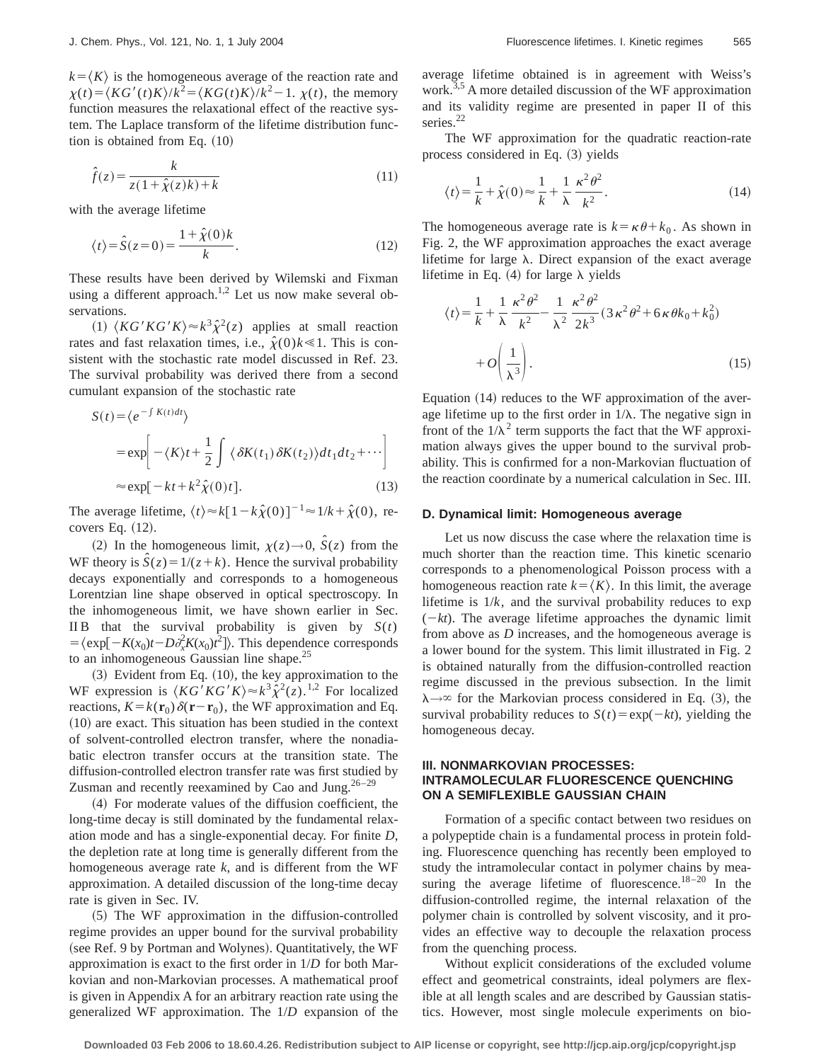$k=\langle K\rangle$ is the homogeneous average of the reaction rate and $\chi(t)=\langle KG'(t)K\rangle/k^2=\langle KG(t)K\rangle/k^2-1$. $\chi(t)$, the memory function measures the relaxational effect of the reactive system. The Laplace transform of the lifetime distribution function is obtained from Eq. (10)

$$\hat{f}(z)=\frac{k}{z(1+\hat{\chi}(z)k)+k} \tag{11}$$

with the average lifetime

$$\langle t\rangle=\hat{S}(z=0)=\frac{1+\hat{\chi}(0)k}{k}. \tag{12}$$

These results have been derived by Wilemski and Fixman using a different approach.[1,2] Let us now make several observations.

(1) $\langle KG'KG'K\rangle\approx k^3\hat{\chi}^2(z)$ applies at small reaction rates and fast relaxation times, i.e., $\hat{\chi}(0)k\ll 1$. This is consistent with the stochastic rate model discussed in Ref. 23. The survival probability was derived there from a second cumulant expansion of the stochastic rate

$$\begin{aligned}S(t)&=\langle e^{-\int K(t)dt}\rangle\\&=\exp\left[-\langle K\rangle t+\frac{1}{2}\int\langle\delta K(t_1)\delta K(t_2)\rangle dt_1dt_2+\cdots\right]\\&\approx\exp[-kt+k^2\hat{\chi}(0)t].\end{aligned} \tag{13}$$

The average lifetime, $\langle t\rangle\approx k[1-k\hat{\chi}(0)]^{-1}\approx 1/k+\hat{\chi}(0)$, recovers Eq. (12).

(2) In the homogeneous limit, $\chi(z)\to 0$, $\hat{S}(z)$ from the WF theory is $\hat{S}(z)=1/(z+k)$. Hence the survival probability decays exponentially and corresponds to a homogeneous Lorentzian line shape observed in optical spectroscopy. In the inhomogeneous limit, we have shown earlier in Sec. II B that the survival probability is given by $S(t)=\langle\exp[-K(x_0)t-D\partial_x^2K(x_0)t^2]\rangle$. This dependence corresponds to an inhomogeneous Gaussian line shape.[25]

(3) Evident from Eq. (10), the key approximation to the WF expression is $\langle KG'KG'K\rangle\approx k^3\hat{\chi}^2(z)$.[1,2] For localized reactions, $K=k(\mathbf{r}_0)\delta(\mathbf{r}-\mathbf{r}_0)$, the WF approximation and Eq. (10) are exact. This situation has been studied in the context of solvent-controlled electron transfer, where the nonadiabatic electron transfer occurs at the transition state. The diffusion-controlled electron transfer rate was first studied by Zusman and recently reexamined by Cao and Jung.[26–29]

(4) For moderate values of the diffusion coefficient, the long-time decay is still dominated by the fundamental relaxation mode and has a single-exponential decay. For finite $D$, the depletion rate at long time is generally different from the homogeneous average rate $k$, and is different from the WF approximation. A detailed discussion of the long-time decay rate is given in Sec. IV.

(5) The WF approximation in the diffusion-controlled regime provides an upper bound for the survival probability (see Ref. 9 by Portman and Wolynes). Quantitatively, the WF approximation is exact to the first order in $1/D$ for both Markovian and non-Markovian processes. A mathematical proof is given in Appendix A for an arbitrary reaction rate using the generalized WF approximation. The $1/D$ expansion of the average lifetime obtained is in agreement with Weiss's work.[3,5] A more detailed discussion of the WF approximation and its validity regime are presented in paper II of this series.[22]

The WF approximation for the quadratic reaction-rate process considered in Eq. (3) yields

$$\langle t\rangle=\frac{1}{k}+\hat{\chi}(0)\approx\frac{1}{k}+\frac{1}{\lambda}\frac{\kappa^2\theta^2}{k^2}. \tag{14}$$

The homogeneous average rate is $k=\kappa\theta+k_0$. As shown in Fig. 2, the WF approximation approaches the exact average lifetime for large $\lambda$. Direct expansion of the exact average lifetime in Eq. (4) for large $\lambda$ yields

$$\begin{aligned}\langle t\rangle=&\frac{1}{k}+\frac{1}{\lambda}\frac{\kappa^2\theta^2}{k^2}-\frac{1}{\lambda^2}\frac{\kappa^2\theta^2}{2k^3}(3\kappa^2\theta^2+6\kappa\theta k_0+k_0^2)\\&+O\left(\frac{1}{\lambda^3}\right).\end{aligned} \tag{15}$$

Equation (14) reduces to the WF approximation of the average lifetime up to the first order in $1/\lambda$. The negative sign in front of the $1/\lambda^2$ term supports the fact that the WF approximation always gives the upper bound to the survival probability. This is confirmed for a non-Markovian fluctuation of the reaction coordinate by a numerical calculation in Sec. III.

### D. Dynamical limit: Homogeneous average

Let us now discuss the case where the relaxation time is much shorter than the reaction time. This kinetic scenario corresponds to a phenomenological Poisson process with a homogeneous reaction rate $k=\langle K\rangle$. In this limit, the average lifetime is $1/k$, and the survival probability reduces to exp $(-kt)$. The average lifetime approaches the dynamic limit from above as $D$ increases, and the homogeneous average is a lower bound for the system. This limit illustrated in Fig. 2 is obtained naturally from the diffusion-controlled reaction regime discussed in the previous subsection. In the limit $\lambda\to\infty$ for the Markovian process considered in Eq. (3), the survival probability reduces to $S(t)=\exp(-kt)$, yielding the homogeneous decay.

## III. NONMARKOVIAN PROCESSES: INTRAMOLECULAR FLUORESCENCE QUENCHING ON A SEMIFLEXIBLE GAUSSIAN CHAIN

Formation of a specific contact between two residues on a polypeptide chain is a fundamental process in protein folding. Fluorescence quenching has recently been employed to study the intramolecular contact in polymer chains by measuring the average lifetime of fluorescence.[18–20] In the diffusion-controlled regime, the internal relaxation of the polymer chain is controlled by solvent viscosity, and it provides an effective way to decouple the relaxation process from the quenching process.

Without explicit considerations of the excluded volume effect and geometrical constraints, ideal polymers are flexible at all length scales and are described by Gaussian statistics. However, most single molecule experiments on bio-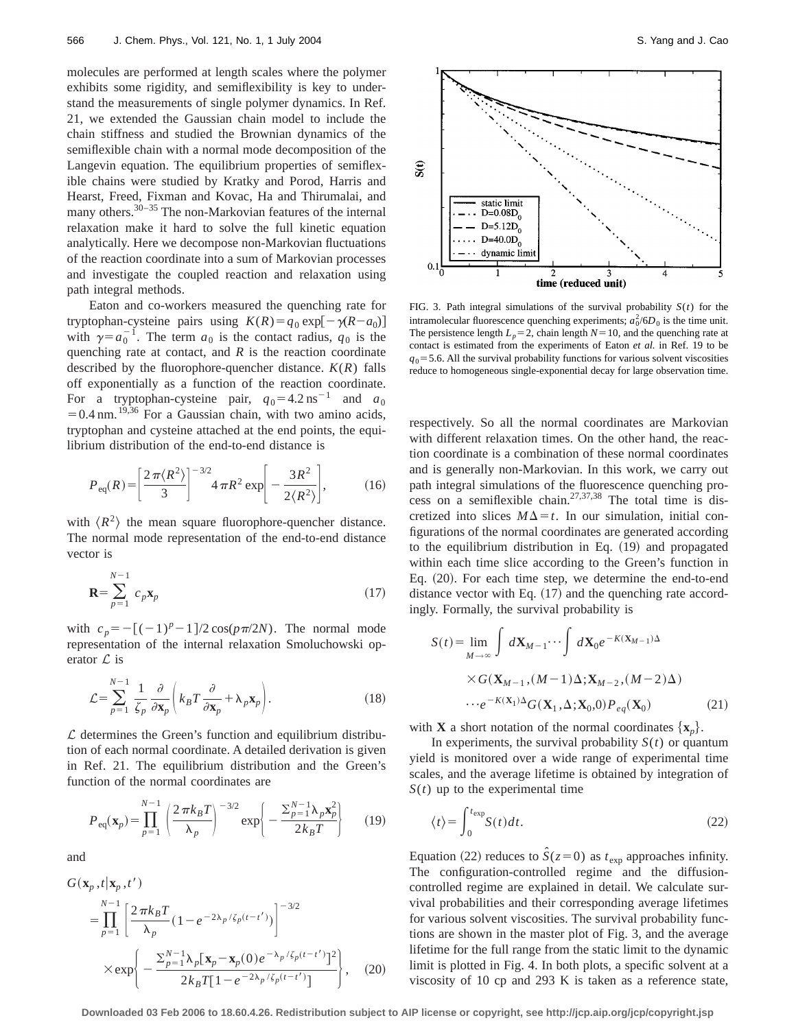molecules are performed at length scales where the polymer exhibits some rigidity, and semiflexibility is key to understand the measurements of single polymer dynamics. In Ref. 21, we extended the Gaussian chain model to include the chain stiffness and studied the Brownian dynamics of the semiflexible chain with a normal mode decomposition of the Langevin equation. The equilibrium properties of semiflexible chains were studied by Kratky and Porod, Harris and Hearst, Freed, Fixman and Kovac, Ha and Thirumalai, and many others.[30–35] The non-Markovian features of the internal relaxation make it hard to solve the full kinetic equation analytically. Here we decompose non-Markovian fluctuations of the reaction coordinate into a sum of Markovian processes and investigate the coupled reaction and relaxation using path integral methods.

Eaton and co-workers measured the quenching rate for tryptophan-cysteine pairs using $K(R)=q_0\exp[-\gamma(R-a_0)]$ with $\gamma=a_0^{-1}$. The term $a_0$ is the contact radius, $q_0$ is the quenching rate at contact, and $R$ is the reaction coordinate described by the fluorophore-quencher distance. $K(R)$ falls off exponentially as a function of the reaction coordinate. For a tryptophan-cysteine pair, $q_0=4.2\,\text{ns}^{-1}$ and $a_0=0.4\,\text{nm}$.[19,36] For a Gaussian chain, with two amino acids, tryptophan and cysteine attached at the end points, the equilibrium distribution of the end-to-end distance is

$$P_{\text{eq}}(R)=\left[\frac{2\pi\langle R^2\rangle}{3}\right]^{-3/2}4\pi R^2\exp\left[-\frac{3R^2}{2\langle R^2\rangle}\right],\tag{16}$$

with $\langle R^2\rangle$ the mean square fluorophore-quencher distance. The normal mode representation of the end-to-end distance vector is

$$\mathbf{R}=\sum_{p=1}^{N-1}c_p\mathbf{x}_p\tag{17}$$

with $c_p=-[(-1)^p-1]/2\cos(p\pi/2N)$. The normal mode representation of the internal relaxation Smoluchowski operator $\mathcal{L}$ is

$$\mathcal{L}=\sum_{p=1}^{N-1}\frac{1}{\zeta_p}\frac{\partial}{\partial\mathbf{x}_p}\left(k_BT\frac{\partial}{\partial\mathbf{x}_p}+\lambda_p\mathbf{x}_p\right).\tag{18}$$

$\mathcal{L}$ determines the Green's function and equilibrium distribution of each normal coordinate. A detailed derivation is given in Ref. 21. The equilibrium distribution and the Green's function of the normal coordinates are

$$P_{\text{eq}}(\mathbf{x}_p)=\prod_{p=1}^{N-1}\left(\frac{2\pi k_BT}{\lambda_p}\right)^{-3/2}\exp\left\{-\frac{\sum_{p=1}^{N-1}\lambda_p\mathbf{x}_p^2}{2k_BT}\right\}\tag{19}$$

and

$$\begin{aligned}G(\mathbf{x}_p,t|\mathbf{x}_p,t')&=\prod_{p=1}^{N-1}\left[\frac{2\pi k_BT}{\lambda_p}(1-e^{-2\lambda_p/\zeta_p(t-t')})\right]^{-3/2}\\&\times\exp\left\{-\frac{\sum_{p=1}^{N-1}\lambda_p[\mathbf{x}_p-\mathbf{x}_p(0)e^{-\lambda_p/\zeta_p(t-t')}]^2}{2k_BT[1-e^{-2\lambda_p/\zeta_p(t-t')}]}\right\},\end{aligned}\tag{20}$$

respectively. So all the normal coordinates are Markovian with different relaxation times. On the other hand, the reaction coordinate is a combination of these normal coordinates and is generally non-Markovian. In this work, we carry out path integral simulations of the fluorescence quenching process on a semiflexible chain.[27,37,38] The total time is discretized into slices $M\Delta=t$. In our simulation, initial configurations of the normal coordinates are generated according to the equilibrium distribution in Eq. (19) and propagated within each time slice according to the Green's function in Eq. (20). For each time step, we determine the end-to-end distance vector with Eq. (17) and the quenching rate accordingly. Formally, the survival probability is

$$\begin{aligned}S(t)=\lim_{M\to\infty}&\int d\mathbf{X}_{M-1}\cdots\int d\mathbf{X}_0e^{-K(\mathbf{X}_{M-1})\Delta}\\&\times G(\mathbf{X}_{M-1},(M-1)\Delta;\mathbf{X}_{M-2},(M-2)\Delta)\\&\cdots e^{-K(\mathbf{X}_1)\Delta}G(\mathbf{X}_1,\Delta;\mathbf{X}_0,0)P_{eq}(\mathbf{X}_0)\end{aligned}\tag{21}$$

with $\mathbf{X}$ a short notation of the normal coordinates $\{\mathbf{x}_p\}$.

In experiments, the survival probability $S(t)$ or quantum yield is monitored over a wide range of experimental time scales, and the average lifetime is obtained by integration of $S(t)$ up to the experimental time

$$\langle t\rangle=\int_0^{t_{\text{exp}}}S(t)dt.\tag{22}$$

Equation (22) reduces to $\hat{S}(z=0)$ as $t_{\text{exp}}$ approaches infinity. The configuration-controlled regime and the diffusion-controlled regime are explained in detail. We calculate survival probabilities and their corresponding average lifetimes for various solvent viscosities. The survival probability functions are shown in the master plot of Fig. 3, and the average lifetime for the full range from the static limit to the dynamic limit is plotted in Fig. 4. In both plots, a specific solvent at a viscosity of 10 cp and 293 K is taken as a reference state,

FIG. 3. Path integral simulations of the survival probability $S(t)$ for the intramolecular fluorescence quenching experiments; $a_0^2/6D_0$ is the time unit. The persistence length $L_p=2$, chain length $N=10$, and the quenching rate at contact is estimated from the experiments of Eaton *et al.* in Ref. 19 to be $q_0=5.6$. All the survival probability functions for various solvent viscosities reduce to homogeneous single-exponential decay for large observation time.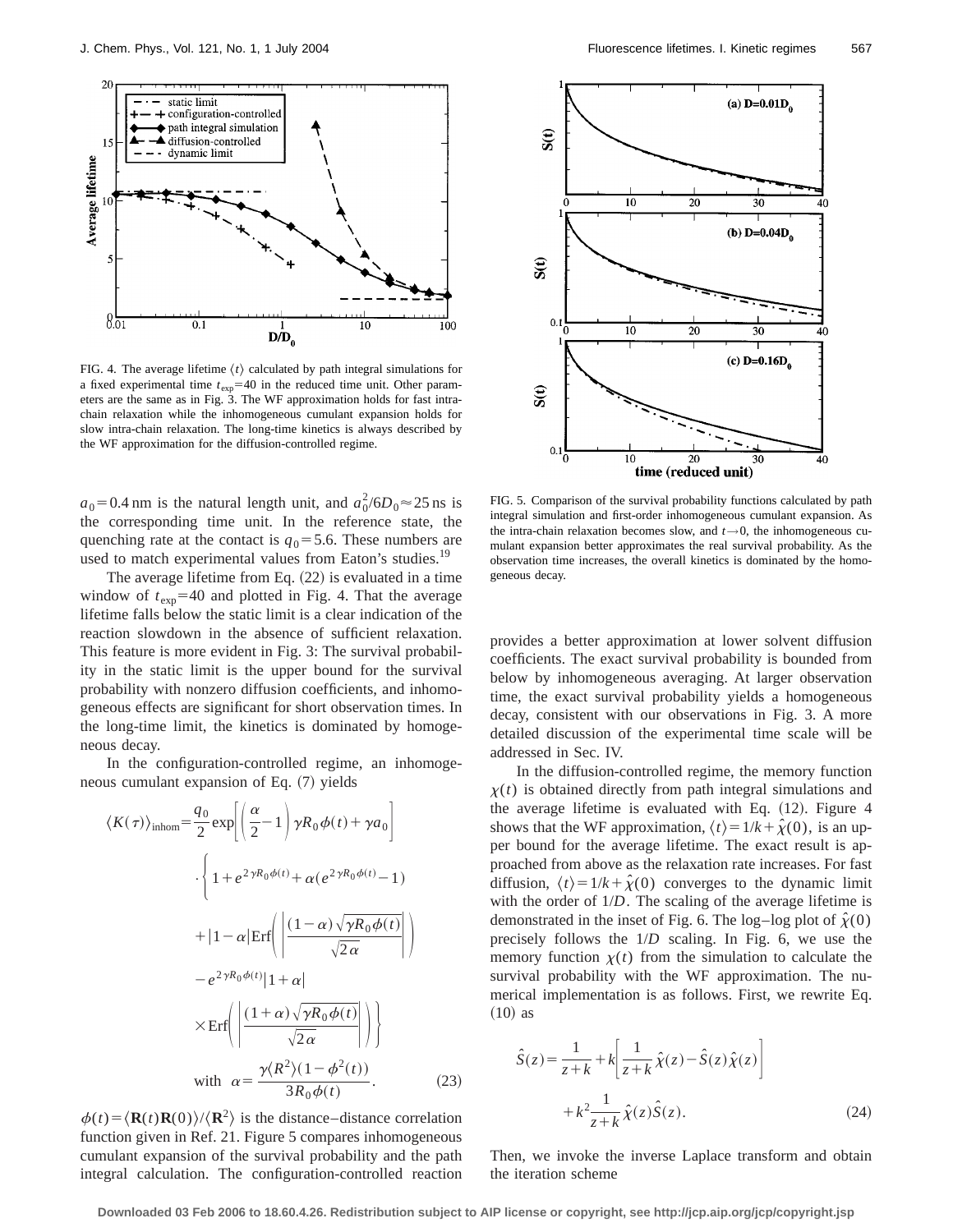FIG. 4. The average lifetime $\langle t \rangle$ calculated by path integral simulations for a fixed experimental time $t_{\exp}=40$ in the reduced time unit. Other parameters are the same as in Fig. 3. The WF approximation holds for fast intra-chain relaxation while the inhomogeneous cumulant expansion holds for slow intra-chain relaxation. The long-time kinetics is always described by the WF approximation for the diffusion-controlled regime.

$a_0=0.4\,\text{nm}$ is the natural length unit, and $a_0^2/6D_0 \approx 25\,\text{ns}$ is the corresponding time unit. In the reference state, the quenching rate at the contact is $q_0=5.6$. These numbers are used to match experimental values from Eaton's studies.[19]

The average lifetime from Eq. (22) is evaluated in a time window of $t_{\exp}=40$ and plotted in Fig. 4. That the average lifetime falls below the static limit is a clear indication of the reaction slowdown in the absence of sufficient relaxation. This feature is more evident in Fig. 3: The survival probability in the static limit is the upper bound for the survival probability with nonzero diffusion coefficients, and inhomogeneous effects are significant for short observation times. In the long-time limit, the kinetics is dominated by homogeneous decay.

In the configuration-controlled regime, an inhomogeneous cumulant expansion of Eq. (7) yields

$$
\begin{aligned}
\langle K(\tau)\rangle_{\text{inhom}} =& \frac{q_0}{2}\exp\left[\left(\frac{\alpha}{2}-1\right)\gamma R_0\phi(t)+\gamma a_0\right] \\
&\cdot\Bigg\{1+e^{2\gamma R_0\phi(t)}+\alpha(e^{2\gamma R_0\phi(t)}-1) \\
&+|1-\alpha|\,\text{Erf}\left(\left|\frac{(1-\alpha)\sqrt{\gamma R_0\phi(t)}}{\sqrt{2\alpha}}\right|\right) \\
&-e^{2\gamma R_0\phi(t)}|1+\alpha| \\
&\times\text{Erf}\left(\left|\frac{(1+\alpha)\sqrt{\gamma R_0\phi(t)}}{\sqrt{2\alpha}}\right|\right)\Bigg\} \\
&\text{with}\quad \alpha=\frac{\gamma\langle R^2\rangle(1-\phi^2(t))}{3R_0\phi(t)}.
\end{aligned}
\tag{23}
$$

$\phi(t)=\langle \mathbf{R}(t)\mathbf{R}(0)\rangle/\langle \mathbf{R}^2\rangle$ is the distance–distance correlation function given in Ref. 21. Figure 5 compares inhomogeneous cumulant expansion of the survival probability and the path integral calculation. The configuration-controlled reaction provides a better approximation at lower solvent diffusion coefficients. The exact survival probability is bounded from below by inhomogeneous averaging. At larger observation time, the exact survival probability yields a homogeneous decay, consistent with our observations in Fig. 3. A more detailed discussion of the experimental time scale will be addressed in Sec. IV.

FIG. 5. Comparison of the survival probability functions calculated by path integral simulation and first-order inhomogeneous cumulant expansion. As the intra-chain relaxation becomes slow, and $t\rightarrow 0$, the inhomogeneous cumulant expansion better approximates the real survival probability. As the observation time increases, the overall kinetics is dominated by the homogeneous decay.

In the diffusion-controlled regime, the memory function $\chi(t)$ is obtained directly from path integral simulations and the average lifetime is evaluated with Eq. (12). Figure 4 shows that the WF approximation, $\langle t\rangle = 1/k+\hat{\chi}(0)$, is an upper bound for the average lifetime. The exact result is approached from above as the relaxation rate increases. For fast diffusion, $\langle t\rangle = 1/k+\hat{\chi}(0)$ converges to the dynamic limit with the order of $1/D$. The scaling of the average lifetime is demonstrated in the inset of Fig. 6. The log–log plot of $\hat{\chi}(0)$ precisely follows the $1/D$ scaling. In Fig. 6, we use the memory function $\chi(t)$ from the simulation to calculate the survival probability with the WF approximation. The numerical implementation is as follows. First, we rewrite Eq. (10) as

$$
\hat{S}(z)=\frac{1}{z+k}+k\left[\frac{1}{z+k}\hat{\chi}(z)-\hat{S}(z)\hat{\chi}(z)\right]+k^2\frac{1}{z+k}\hat{\chi}(z)\hat{S}(z).
\tag{24}
$$

Then, we invoke the inverse Laplace transform and obtain the iteration scheme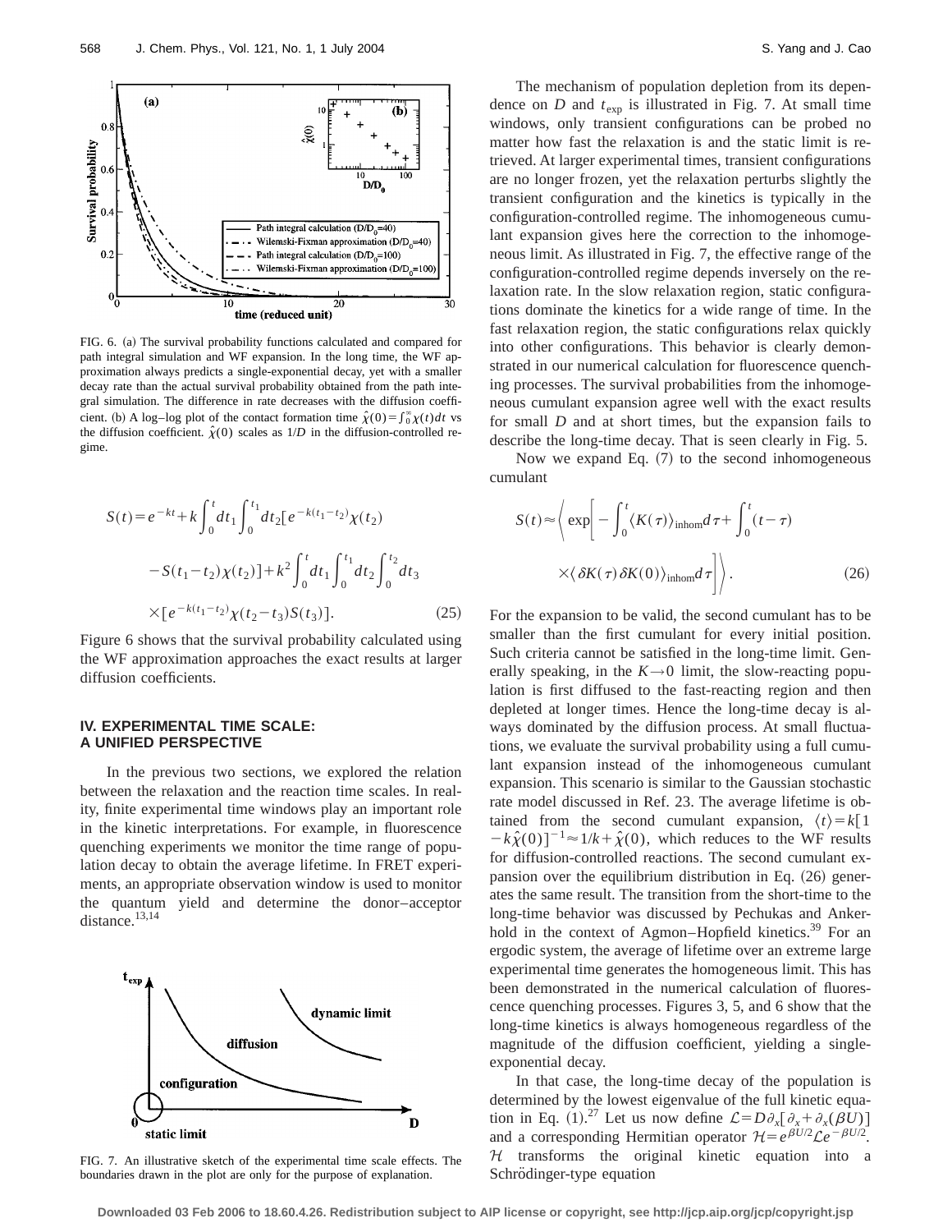FIG. 6. (a) The survival probability functions calculated and compared for path integral simulation and WF expansion. In the long time, the WF approximation always predicts a single-exponential decay, yet with a smaller decay rate than the actual survival probability obtained from the path integral simulation. The difference in rate decreases with the diffusion coefficient. (b) A log–log plot of the contact formation time $\hat{\chi}(0)=\int_0^\infty \chi(t)dt$ vs the diffusion coefficient. $\hat{\chi}(0)$ scales as $1/D$ in the diffusion-controlled regime.

$$S(t)=e^{-kt}+k\int_0^t dt_1\int_0^{t_1}dt_2[e^{-k(t_1-t_2)}\chi(t_2)-S(t_1-t_2)\chi(t_2)]+k^2\int_0^t dt_1\int_0^{t_1}dt_2\int_0^{t_2}dt_3\times[e^{-k(t_1-t_2)}\chi(t_2-t_3)S(t_3)]. \quad (25)$$

Figure 6 shows that the survival probability calculated using the WF approximation approaches the exact results at larger diffusion coefficients.

## IV. EXPERIMENTAL TIME SCALE: A UNIFIED PERSPECTIVE

In the previous two sections, we explored the relation between the relaxation and the reaction time scales. In reality, finite experimental time windows play an important role in the kinetic interpretations. For example, in fluorescence quenching experiments we monitor the time range of population decay to obtain the average lifetime. In FRET experiments, an appropriate observation window is used to monitor the quantum yield and determine the donor–acceptor distance.[13,14]

FIG. 7. An illustrative sketch of the experimental time scale effects. The boundaries drawn in the plot are only for the purpose of explanation.

The mechanism of population depletion from its dependence on $D$ and $t_{\exp}$ is illustrated in Fig. 7. At small time windows, only transient configurations can be probed no matter how fast the relaxation is and the static limit is retrieved. At larger experimental times, transient configurations are no longer frozen, yet the relaxation perturbs slightly the transient configuration and the kinetics is typically in the configuration-controlled regime. The inhomogeneous cumulant expansion gives here the correction to the inhomogeneous limit. As illustrated in Fig. 7, the effective range of the configuration-controlled regime depends inversely on the relaxation rate. In the slow relaxation region, static configurations dominate the kinetics for a wide range of time. In the fast relaxation region, the static configurations relax quickly into other configurations. This behavior is clearly demonstrated in our numerical calculation for fluorescence quenching processes. The survival probabilities from the inhomogeneous cumulant expansion agree well with the exact results for small $D$ and at short times, but the expansion fails to describe the long-time decay. That is seen clearly in Fig. 5.

Now we expand Eq. (7) to the second inhomogeneous cumulant

$$S(t)\approx\left\langle \exp\left[-\int_0^t\langle K(\tau)\rangle_{\text{inhom}}d\tau+\int_0^t(t-\tau)\times\langle\delta K(\tau)\delta K(0)\rangle_{\text{inhom}}d\tau\right]\right\rangle. \quad (26)$$

For the expansion to be valid, the second cumulant has to be smaller than the first cumulant for every initial position. Such criteria cannot be satisfied in the long-time limit. Generally speaking, in the $K\to 0$ limit, the slow-reacting population is first diffused to the fast-reacting region and then depleted at longer times. Hence the long-time decay is always dominated by the diffusion process. At small fluctuations, we evaluate the survival probability using a full cumulant expansion instead of the inhomogeneous cumulant expansion. This scenario is similar to the Gaussian stochastic rate model discussed in Ref. 23. The average lifetime is obtained from the second cumulant expansion, $\langle t\rangle=k[1-k\hat{\chi}(0)]^{-1}\approx 1/k+\hat{\chi}(0)$, which reduces to the WF results for diffusion-controlled reactions. The second cumulant expansion over the equilibrium distribution in Eq. (26) generates the same result. The transition from the short-time to the long-time behavior was discussed by Pechukas and Ankerhold in the context of Agmon–Hopfield kinetics.[39] For an ergodic system, the average of lifetime over an extreme large experimental time generates the homogeneous limit. This has been demonstrated in the numerical calculation of fluorescence quenching processes. Figures 3, 5, and 6 show that the long-time kinetics is always homogeneous regardless of the magnitude of the diffusion coefficient, yielding a single-exponential decay.

In that case, the long-time decay of the population is determined by the lowest eigenvalue of the full kinetic equation in Eq. (1).[27] Let us now define $\mathcal{L}=D\partial_x[\partial_x+\partial_x(\beta U)]$ and a corresponding Hermitian operator $\mathcal{H}=e^{\beta U/2}\mathcal{L}e^{-\beta U/2}$. $\mathcal{H}$ transforms the original kinetic equation into a Schrödinger-type equation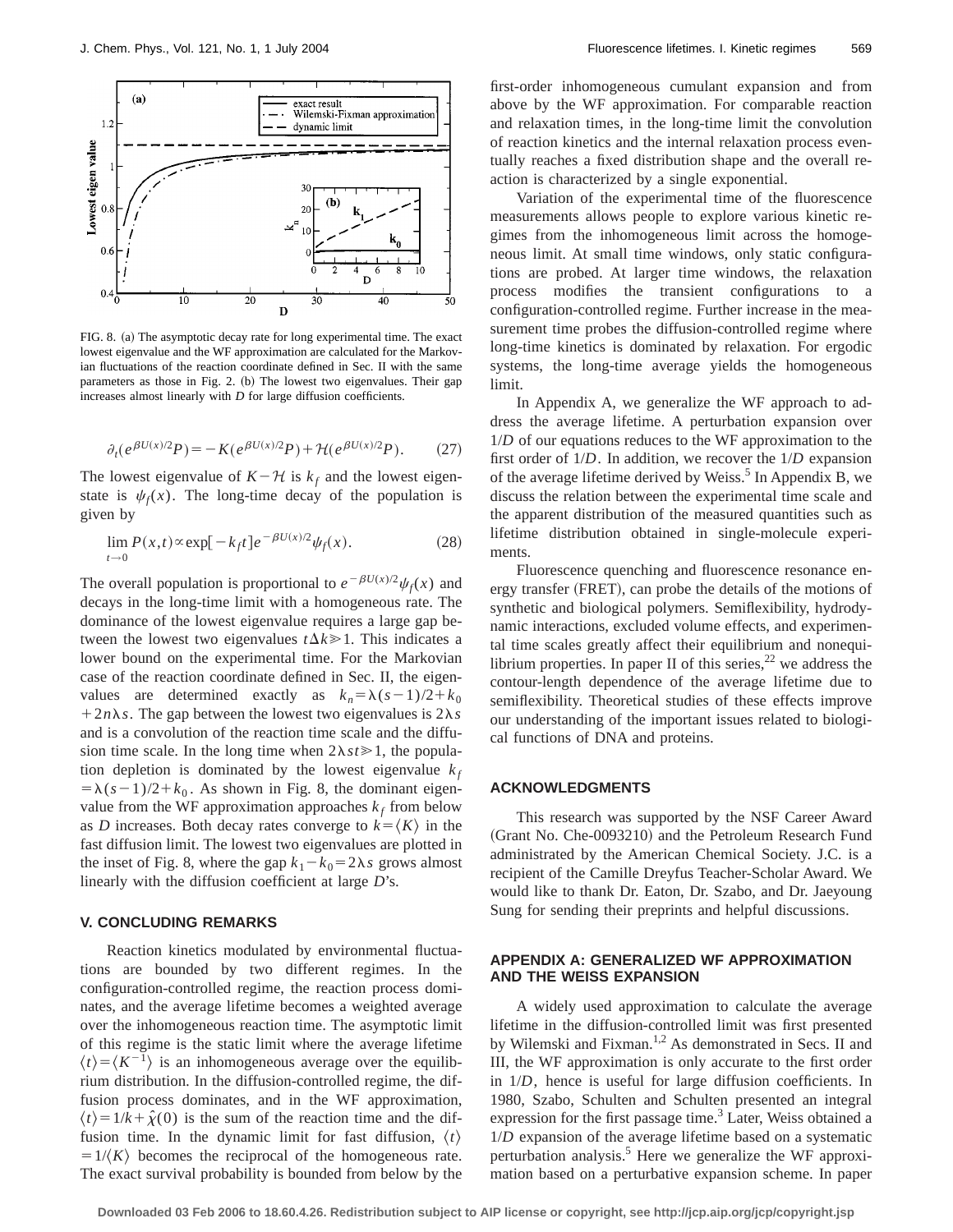FIG. 8. (a) The asymptotic decay rate for long experimental time. The exact lowest eigenvalue and the WF approximation are calculated for the Markovian fluctuations of the reaction coordinate defined in Sec. II with the same parameters as those in Fig. 2. (b) The lowest two eigenvalues. Their gap increases almost linearly with $D$ for large diffusion coefficients.

$$\partial_t(e^{\beta U(x)/2}P) = -K(e^{\beta U(x)/2}P) + \mathcal{H}(e^{\beta U(x)/2}P). \tag{27}$$

The lowest eigenvalue of $K-\mathcal{H}$ is $k_f$ and the lowest eigenstate is $\psi_f(x)$. The long-time decay of the population is given by

$$\lim_{t\to 0} P(x,t) \propto \exp[-k_f t] e^{-\beta U(x)/2}\psi_f(x). \tag{28}$$

The overall population is proportional to $e^{-\beta U(x)/2}\psi_f(x)$ and decays in the long-time limit with a homogeneous rate. The dominance of the lowest eigenvalue requires a large gap between the lowest two eigenvalues $t\Delta k \gg 1$. This indicates a lower bound on the experimental time. For the Markovian case of the reaction coordinate defined in Sec. II, the eigenvalues are determined exactly as $k_n = \lambda(s-1)/2 + k_0 + 2n\lambda s$. The gap between the lowest two eigenvalues is $2\lambda s$ and is a convolution of the reaction time scale and the diffusion time scale. In the long time when $2\lambda st \gg 1$, the population depletion is dominated by the lowest eigenvalue $k_f = \lambda(s-1)/2 + k_0$. As shown in Fig. 8, the dominant eigenvalue from the WF approximation approaches $k_f$ from below as $D$ increases. Both decay rates converge to $k = \langle K \rangle$ in the fast diffusion limit. The lowest two eigenvalues are plotted in the inset of Fig. 8, where the gap $k_1 - k_0 = 2\lambda s$ grows almost linearly with the diffusion coefficient at large $D$'s.

## V. CONCLUDING REMARKS

Reaction kinetics modulated by environmental fluctuations are bounded by two different regimes. In the configuration-controlled regime, the reaction process dominates, and the average lifetime becomes a weighted average over the inhomogeneous reaction time. The asymptotic limit of this regime is the static limit where the average lifetime $\langle t \rangle = \langle K^{-1} \rangle$ is an inhomogeneous average over the equilibrium distribution. In the diffusion-controlled regime, the diffusion process dominates, and in the WF approximation, $\langle t \rangle = 1/k + \hat{\chi}(0)$ is the sum of the reaction time and the diffusion time. In the dynamic limit for fast diffusion, $\langle t \rangle = 1/\langle K \rangle$ becomes the reciprocal of the homogeneous rate. The exact survival probability is bounded from below by the first-order inhomogeneous cumulant expansion and from above by the WF approximation. For comparable reaction and relaxation times, in the long-time limit the convolution of reaction kinetics and the internal relaxation process eventually reaches a fixed distribution shape and the overall reaction is characterized by a single exponential.

Variation of the experimental time of the fluorescence measurements allows people to explore various kinetic regimes from the inhomogeneous limit across the homogeneous limit. At small time windows, only static configurations are probed. At larger time windows, the relaxation process modifies the transient configurations to a configuration-controlled regime. Further increase in the measurement time probes the diffusion-controlled regime where long-time kinetics is dominated by relaxation. For ergodic systems, the long-time average yields the homogeneous limit.

In Appendix A, we generalize the WF approach to address the average lifetime. A perturbation expansion over $1/D$ of our equations reduces to the WF approximation to the first order of $1/D$. In addition, we recover the $1/D$ expansion of the average lifetime derived by Weiss.[5] In Appendix B, we discuss the relation between the experimental time scale and the apparent distribution of the measured quantities such as lifetime distribution obtained in single-molecule experiments.

Fluorescence quenching and fluorescence resonance energy transfer (FRET), can probe the details of the motions of synthetic and biological polymers. Semiflexibility, hydrodynamic interactions, excluded volume effects, and experimental time scales greatly affect their equilibrium and nonequilibrium properties. In paper II of this series,[22] we address the contour-length dependence of the average lifetime due to semiflexibility. Theoretical studies of these effects improve our understanding of the important issues related to biological functions of DNA and proteins.

## ACKNOWLEDGMENTS

This research was supported by the NSF Career Award (Grant No. Che-0093210) and the Petroleum Research Fund administrated by the American Chemical Society. J.C. is a recipient of the Camille Dreyfus Teacher-Scholar Award. We would like to thank Dr. Eaton, Dr. Szabo, and Dr. Jaeyoung Sung for sending their preprints and helpful discussions.

## APPENDIX A: GENERALIZED WF APPROXIMATION AND THE WEISS EXPANSION

A widely used approximation to calculate the average lifetime in the diffusion-controlled limit was first presented by Wilemski and Fixman.[1,2] As demonstrated in Secs. II and III, the WF approximation is only accurate to the first order in $1/D$, hence is useful for large diffusion coefficients. In 1980, Szabo, Schulten and Schulten presented an integral expression for the first passage time.[3] Later, Weiss obtained a $1/D$ expansion of the average lifetime based on a systematic perturbation analysis.[5] Here we generalize the WF approximation based on a perturbative expansion scheme. In paper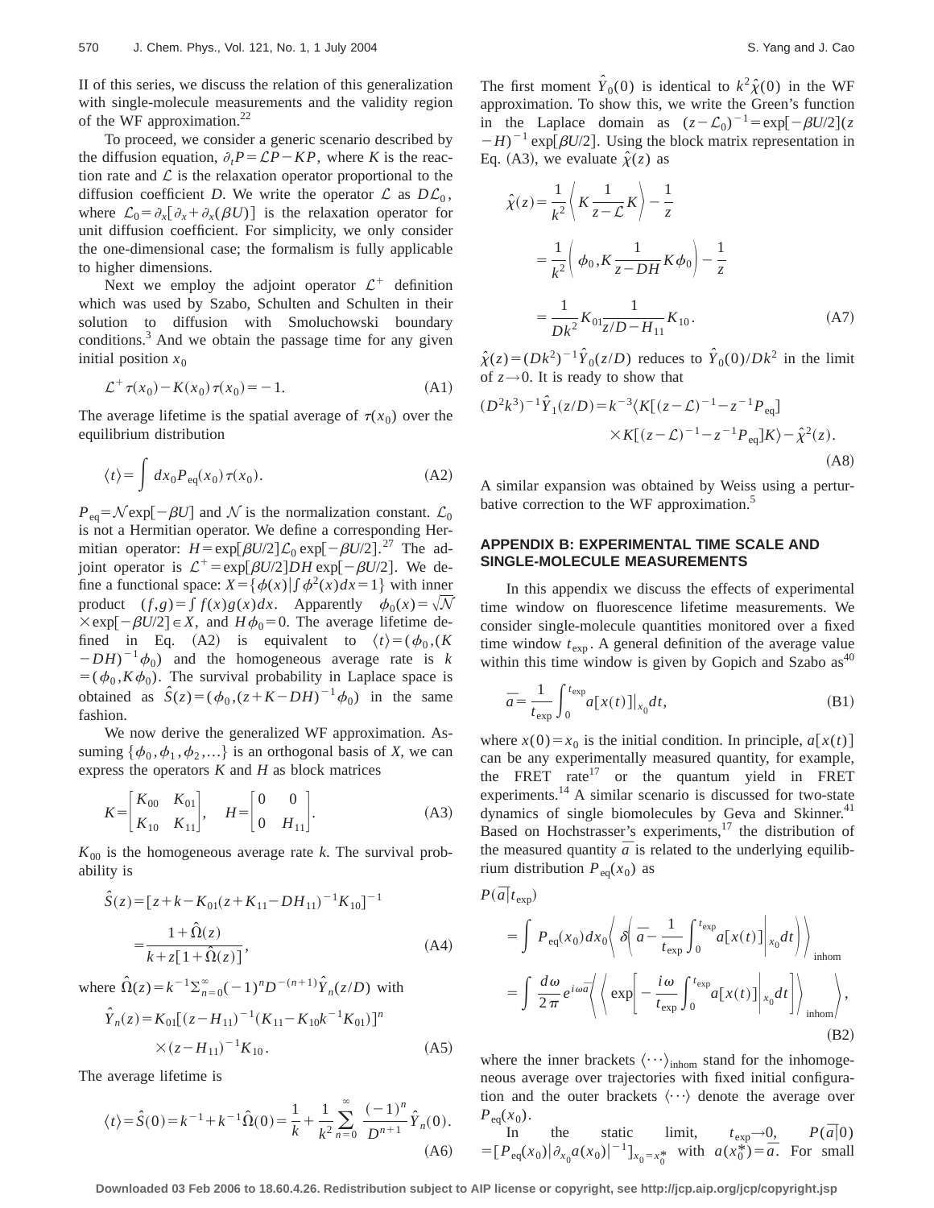II of this series, we discuss the relation of this generalization with single-molecule measurements and the validity region of the WF approximation.[22]

To proceed, we consider a generic scenario described by the diffusion equation, $\partial_t P = \mathcal{L}P - KP$, where $K$ is the reaction rate and $\mathcal{L}$ is the relaxation operator proportional to the diffusion coefficient $D$. We write the operator $\mathcal{L}$ as $D\mathcal{L}_0$, where $\mathcal{L}_0 = \partial_x[\partial_x + \partial_x(\beta U)]$ is the relaxation operator for unit diffusion coefficient. For simplicity, we only consider the one-dimensional case; the formalism is fully applicable to higher dimensions.

Next we employ the adjoint operator $\mathcal{L}^+$ definition which was used by Szabo, Schulten and Schulten in their solution to diffusion with Smoluchowski boundary conditions.[3] And we obtain the passage time for any given initial position $x_0$

$$\mathcal{L}^+\tau(x_0) - K(x_0)\tau(x_0) = -1. \tag{A1}$$

The average lifetime is the spatial average of $\tau(x_0)$ over the equilibrium distribution

$$\langle t\rangle = \int dx_0 P_{\rm eq}(x_0)\tau(x_0). \tag{A2}$$

$P_{\rm eq} = \mathcal{N}\exp[-\beta U]$ and $\mathcal{N}$ is the normalization constant. $\mathcal{L}_0$ is not a Hermitian operator. We define a corresponding Hermitian operator: $H = \exp[\beta U/2]\mathcal{L}_0\exp[-\beta U/2]$.[27] The adjoint operator is $\mathcal{L}^+ = \exp[\beta U/2]DH\exp[-\beta U/2]$. We define a functional space: $X = \{\phi(x) | \int \phi^2(x)dx = 1\}$ with inner product $(f,g) = \int f(x)g(x)dx$. Apparently $\phi_0(x) = \sqrt{\mathcal{N}} \times \exp[-\beta U/2] \in X$, and $H\phi_0 = 0$. The average lifetime defined in Eq. (A2) is equivalent to $\langle t\rangle = (\phi_0, (K - DH)^{-1}\phi_0)$ and the homogeneous average rate is $k = (\phi_0, K\phi_0)$. The survival probability in Laplace space is obtained as $\hat{S}(z) = (\phi_0, (z + K - DH)^{-1}\phi_0)$ in the same fashion.

We now derive the generalized WF approximation. Assuming $\{\phi_0, \phi_1, \phi_2, \ldots\}$ is an orthogonal basis of $X$, we can express the operators $K$ and $H$ as block matrices

$$K = \begin{bmatrix} K_{00} & K_{01} \\ K_{10} & K_{11} \end{bmatrix}, \quad H = \begin{bmatrix} 0 & 0 \\ 0 & H_{11} \end{bmatrix}. \tag{A3}$$

$K_{00}$ is the homogeneous average rate $k$. The survival probability is

$$\begin{aligned}\hat{S}(z) &= [z + k - K_{01}(z + K_{11} - DH_{11})^{-1}K_{10}]^{-1} \\ &= \frac{1 + \hat{\Omega}(z)}{k + z[1 + \hat{\Omega}(z)]},\end{aligned} \tag{A4}$$

where $\hat{\Omega}(z) = k^{-1}\Sigma_{n=0}^{\infty}(-1)^n D^{-(n+1)}\hat{Y}_n(z/D)$ with

$$\begin{aligned}\hat{Y}_n(z) = {}& K_{01}[(z - H_{11})^{-1}(K_{11} - K_{10}k^{-1}K_{01})]^n \\ & \times (z - H_{11})^{-1}K_{10}.\end{aligned} \tag{A5}$$

The average lifetime is

$$\langle t\rangle = \hat{S}(0) = k^{-1} + k^{-1}\hat{\Omega}(0) = \frac{1}{k} + \frac{1}{k^2}\sum_{n=0}^{\infty}\frac{(-1)^n}{D^{n+1}}\hat{Y}_n(0). \tag{A6}$$

The first moment $\hat{Y}_0(0)$ is identical to $k^2\hat{\chi}(0)$ in the WF approximation. To show this, we write the Green's function in the Laplace domain as $(z - \mathcal{L}_0)^{-1} = \exp[-\beta U/2](z - H)^{-1}\exp[\beta U/2]$. Using the block matrix representation in Eq. (A3), we evaluate $\hat{\chi}(z)$ as

$$\begin{aligned}\hat{\chi}(z) &= \frac{1}{k^2}\left\langle K\frac{1}{z - \mathcal{L}}K\right\rangle - \frac{1}{z} \\ &= \frac{1}{k^2}\left(\phi_0, K\frac{1}{z - DH}K\phi_0\right) - \frac{1}{z} \\ &= \frac{1}{Dk^2}K_{01}\frac{1}{z/D - H_{11}}K_{10}.\end{aligned} \tag{A7}$$

$\hat{\chi}(z) = (Dk^2)^{-1}\hat{Y}_0(z/D)$ reduces to $\hat{Y}_0(0)/Dk^2$ in the limit of $z \to 0$. It is ready to show that

$$\begin{aligned}(D^2k^3)^{-1}\hat{Y}_1(z/D) = {}& k^{-3}\langle K[(z - \mathcal{L})^{-1} - z^{-1}P_{\rm eq}] \\ & \times K[(z - \mathcal{L})^{-1} - z^{-1}P_{\rm eq}]K\rangle - \hat{\chi}^2(z).\end{aligned} \tag{A8}$$

A similar expansion was obtained by Weiss using a perturbative correction to the WF approximation.[5]

## APPENDIX B: EXPERIMENTAL TIME SCALE AND SINGLE-MOLECULE MEASUREMENTS

In this appendix we discuss the effects of experimental time window on fluorescence lifetime measurements. We consider single-molecule quantities monitored over a fixed time window $t_{\rm exp}$. A general definition of the average value within this time window is given by Gopich and Szabo as[40]

$$\bar{a} = \frac{1}{t_{\rm exp}}\int_0^{t_{\rm exp}} a[x(t)]\big|_{x_0}dt, \tag{B1}$$

where $x(0) = x_0$ is the initial condition. In principle, $a[x(t)]$ can be any experimentally measured quantity, for example, the FRET rate[17] or the quantum yield in FRET experiments.[14] A similar scenario is discussed for two-state dynamics of single biomolecules by Geva and Skinner.[41] Based on Hochstrasser's experiments,[17] the distribution of the measured quantity $\bar{a}$ is related to the underlying equilibrium distribution $P_{\rm eq}(x_0)$ as

$$\begin{aligned}P(\bar{a}|t_{\rm exp}) &= \int P_{\rm eq}(x_0)dx_0\left\langle \delta\left(\bar{a} - \frac{1}{t_{\rm exp}}\int_0^{t_{\rm exp}} a[x(t)]\bigg|_{x_0}dt\right)\right\rangle_{\rm inhom} \\ &= \int \frac{d\omega}{2\pi}e^{i\omega\bar{a}}\left\langle\left\langle \exp\left[-\frac{i\omega}{t_{\rm exp}}\int_0^{t_{\rm exp}} a[x(t)]\bigg|_{x_0}dt\right]\right\rangle_{\rm inhom}\right\rangle,\end{aligned} \tag{B2}$$

where the inner brackets $\langle\cdots\rangle_{\rm inhom}$ stand for the inhomogeneous average over trajectories with fixed initial configuration and the outer brackets $\langle\cdots\rangle$ denote the average over $P_{\rm eq}(x_0)$.

In the static limit, $t_{\rm exp} \to 0$, $P(\bar{a}|0) = [P_{\rm eq}(x_0)|\partial_{x_0}a(x_0)|^{-1}]_{x_0 = x_0^*}$ with $a(x_0^*) = \bar{a}$. For small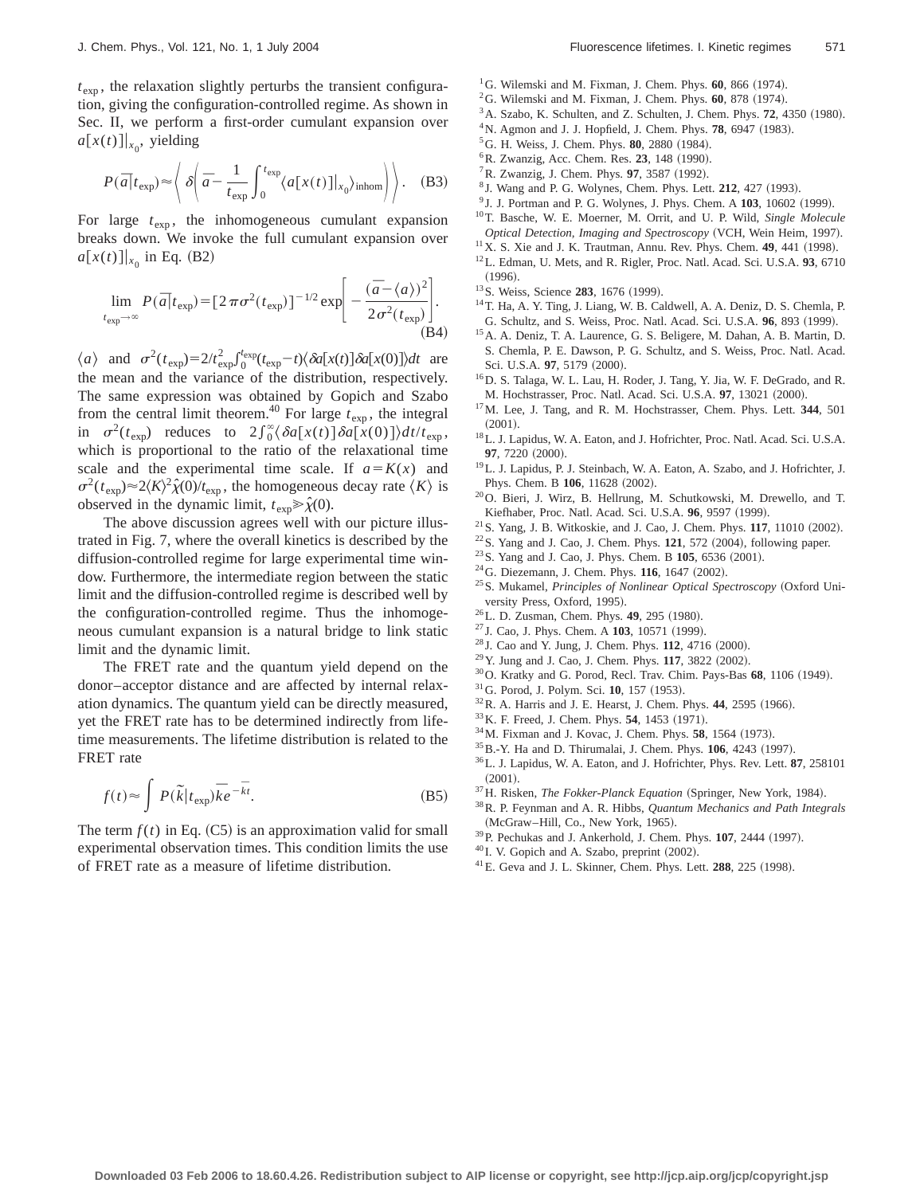$t_{\exp}$, the relaxation slightly perturbs the transient configuration, giving the configuration-controlled regime. As shown in Sec. II, we perform a first-order cumulant expansion over $a[x(t)]|_{x_0}$, yielding

$$P(\bar{a}|t_{\exp}) \approx \left\langle \delta\left(\bar{a} - \frac{1}{t_{\exp}} \int_0^{t_{\exp}} \langle a[x(t)]|_{x_0} \rangle_{\text{inhom}}\right) \right\rangle. \quad \text{(B3)}$$

For large $t_{\exp}$, the inhomogeneous cumulant expansion breaks down. We invoke the full cumulant expansion over $a[x(t)]|_{x_0}$ in Eq. (B2)

$$\lim_{t_{\exp}\to\infty} P(\bar{a}|t_{\exp}) = [2\pi\sigma^2(t_{\exp})]^{-1/2} \exp\left[-\frac{(\bar{a}-\langle a\rangle)^2}{2\sigma^2(t_{\exp})}\right]. \quad \text{(B4)}$$

$\langle a\rangle$ and $\sigma^2(t_{\exp}) = 2/t_{\exp}^2 \int_0^{t_{\exp}} (t_{\exp}-t)\langle \delta a[x(t)]\delta a[x(0)]\rangle dt$ are the mean and the variance of the distribution, respectively. The same expression was obtained by Gopich and Szabo from the central limit theorem.[40] For large $t_{\exp}$, the integral in $\sigma^2(t_{\exp})$ reduces to $2\int_0^\infty \langle \delta a[x(t)]\delta a[x(0)]\rangle dt/t_{\exp}$, which is proportional to the ratio of the relaxational time scale and the experimental time scale. If $a = K(x)$ and $\sigma^2(t_{\exp}) \approx 2\langle K\rangle^2 \hat{\chi}(0)/t_{\exp}$, the homogeneous decay rate $\langle K\rangle$ is observed in the dynamic limit, $t_{\exp} \gg \hat{\chi}(0)$.

The above discussion agrees well with our picture illustrated in Fig. 7, where the overall kinetics is described by the diffusion-controlled regime for large experimental time window. Furthermore, the intermediate region between the static limit and the diffusion-controlled regime is described well by the configuration-controlled regime. Thus the inhomogeneous cumulant expansion is a natural bridge to link static limit and the dynamic limit.

The FRET rate and the quantum yield depend on the donor–acceptor distance and are affected by internal relaxation dynamics. The quantum yield can be directly measured, yet the FRET rate has to be determined indirectly from lifetime measurements. The lifetime distribution is related to the FRET rate

$$f(t) \approx \int P(\tilde{k}|t_{\exp}) \bar{k} e^{-\bar{k}t}. \quad \text{(B5)}$$

The term $f(t)$ in Eq. (C5) is an approximation valid for small experimental observation times. This condition limits the use of FRET rate as a measure of lifetime distribution.

[1] G. Wilemski and M. Fixman, J. Chem. Phys. **60**, 866 (1974).
[2] G. Wilemski and M. Fixman, J. Chem. Phys. **60**, 878 (1974).
[3] A. Szabo, K. Schulten, and Z. Schulten, J. Chem. Phys. **72**, 4350 (1980).
[4] N. Agmon and J. J. Hopfield, J. Chem. Phys. **78**, 6947 (1983).
[5] G. H. Weiss, J. Chem. Phys. **80**, 2880 (1984).
[6] R. Zwanzig, Acc. Chem. Res. **23**, 148 (1990).
[7] R. Zwanzig, J. Chem. Phys. **97**, 3587 (1992).
[8] J. Wang and P. G. Wolynes, Chem. Phys. Lett. **212**, 427 (1993).
[9] J. J. Portman and P. G. Wolynes, J. Phys. Chem. A **103**, 10602 (1999).
[10] T. Basche, W. E. Moerner, M. Orrit, and U. P. Wild, *Single Molecule Optical Detection, Imaging and Spectroscopy* (VCH, Wein Heim, 1997).
[11] X. S. Xie and J. K. Trautman, Annu. Rev. Phys. Chem. **49**, 441 (1998).
[12] L. Edman, U. Mets, and R. Rigler, Proc. Natl. Acad. Sci. U.S.A. **93**, 6710 (1996).
[13] S. Weiss, Science **283**, 1676 (1999).
[14] T. Ha, A. Y. Ting, J. Liang, W. B. Caldwell, A. A. Deniz, D. S. Chemla, P. G. Schultz, and S. Weiss, Proc. Natl. Acad. Sci. U.S.A. **96**, 893 (1999).
[15] A. A. Deniz, T. A. Laurence, G. S. Beligere, M. Dahan, A. B. Martin, D. S. Chemla, P. E. Dawson, P. G. Schultz, and S. Weiss, Proc. Natl. Acad. Sci. U.S.A. **97**, 5179 (2000).
[16] D. S. Talaga, W. L. Lau, H. Roder, J. Tang, Y. Jia, W. F. DeGrado, and R. M. Hochstrasser, Proc. Natl. Acad. Sci. U.S.A. **97**, 13021 (2000).
[17] M. Lee, J. Tang, and R. M. Hochstrasser, Chem. Phys. Lett. **344**, 501 (2001).
[18] L. J. Lapidus, W. A. Eaton, and J. Hofrichter, Proc. Natl. Acad. Sci. U.S.A. **97**, 7220 (2000).
[19] L. J. Lapidus, P. J. Steinbach, W. A. Eaton, A. Szabo, and J. Hofrichter, J. Phys. Chem. B **106**, 11628 (2002).
[20] O. Bieri, J. Wirz, B. Hellrung, M. Schutkowski, M. Drewello, and T. Kiefhaber, Proc. Natl. Acad. Sci. U.S.A. **96**, 9597 (1999).
[21] S. Yang, J. B. Witkoskie, and J. Cao, J. Chem. Phys. **117**, 11010 (2002).
[22] S. Yang and J. Cao, J. Chem. Phys. **121**, 572 (2004), following paper.
[23] S. Yang and J. Cao, J. Phys. Chem. B **105**, 6536 (2001).
[24] G. Diezemann, J. Chem. Phys. **116**, 1647 (2002).
[25] S. Mukamel, *Principles of Nonlinear Optical Spectroscopy* (Oxford University Press, Oxford, 1995).
[26] L. D. Zusman, Chem. Phys. **49**, 295 (1980).
[27] J. Cao, J. Phys. Chem. A **103**, 10571 (1999).
[28] J. Cao and Y. Jung, J. Chem. Phys. **112**, 4716 (2000).
[29] Y. Jung and J. Cao, J. Chem. Phys. **117**, 3822 (2002).
[30] O. Kratky and G. Porod, Recl. Trav. Chim. Pays-Bas **68**, 1106 (1949).
[31] G. Porod, J. Polym. Sci. **10**, 157 (1953).
[32] R. A. Harris and J. E. Hearst, J. Chem. Phys. **44**, 2595 (1966).
[33] K. F. Freed, J. Chem. Phys. **54**, 1453 (1971).
[34] M. Fixman and J. Kovac, J. Chem. Phys. **58**, 1564 (1973).
[35] B.-Y. Ha and D. Thirumalai, J. Chem. Phys. **106**, 4243 (1997).
[36] L. J. Lapidus, W. A. Eaton, and J. Hofrichter, Phys. Rev. Lett. **87**, 258101 (2001).
[37] H. Risken, *The Fokker-Planck Equation* (Springer, New York, 1984).
[38] R. P. Feynman and A. R. Hibbs, *Quantum Mechanics and Path Integrals* (McGraw–Hill, Co., New York, 1965).
[39] P. Pechukas and J. Ankerhold, J. Chem. Phys. **107**, 2444 (1997).
[40] I. V. Gopich and A. Szabo, preprint (2002).
[41] E. Geva and J. L. Skinner, Chem. Phys. Lett. **288**, 225 (1998).